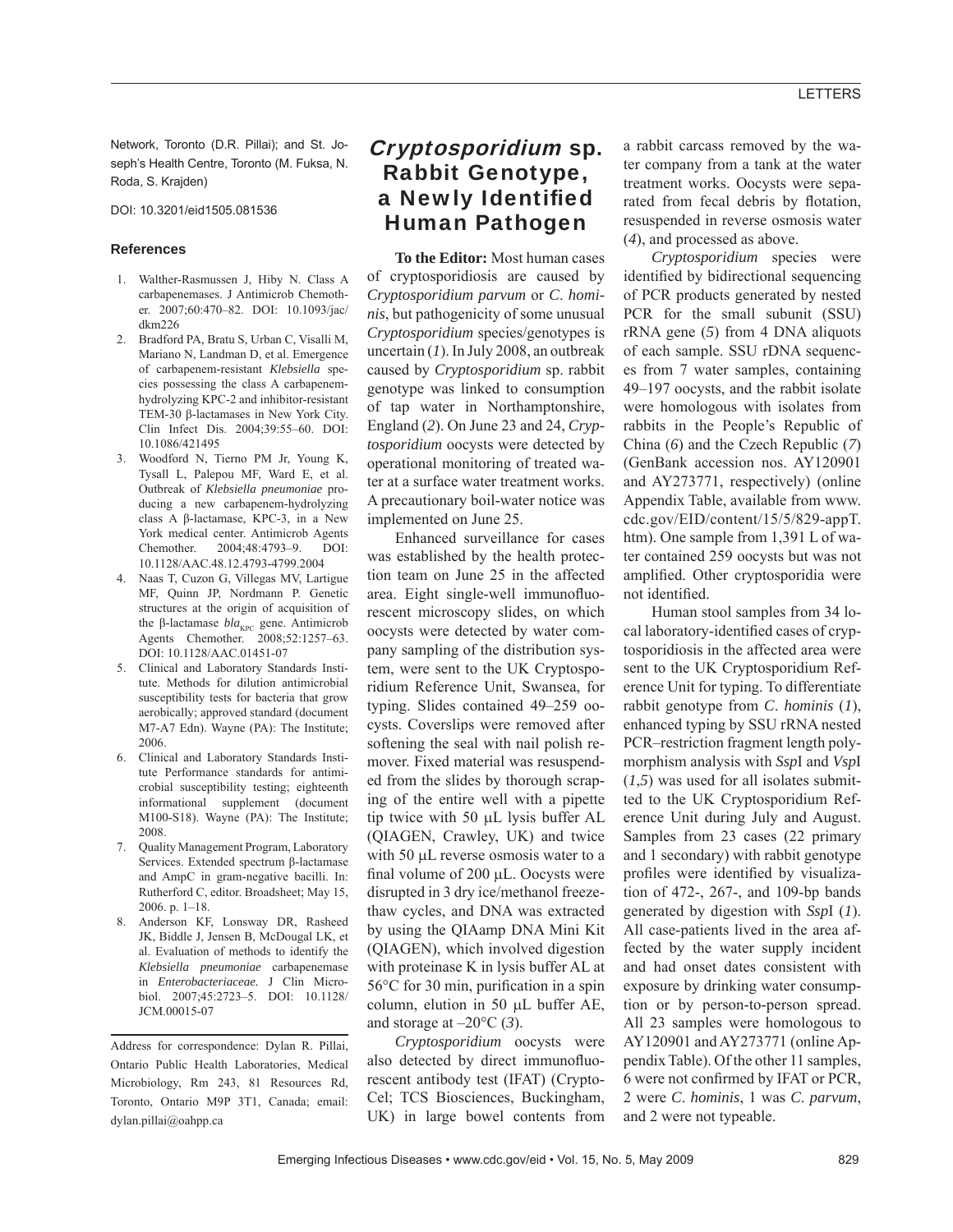Network, Toronto (D.R. Pillai); and St. Joseph's Health Centre, Toronto (M. Fuksa, N. Roda, S. Krajden)

DOI: 10.3201/eid1505.081536

### References

1. Walther-Rasmussen J, Hiby N. Class A carbapenemases. J Antimicrob Chemother. 2007;60:470–82. DOI: 10.1093/jac/dkm226
2. Bradford PA, Bratu S, Urban C, Visalli M, Mariano N, Landman D, et al. Emergence of carbapenem-resistant *Klebsiella* species possessing the class A carbapenem-hydrolyzing KPC-2 and inhibitor-resistant TEM-30 β-lactamases in New York City. Clin Infect Dis. 2004;39:55–60. DOI: 10.1086/421495
3. Woodford N, Tierno PM Jr, Young K, Tysall L, Palepou MF, Ward E, et al. Outbreak of *Klebsiella pneumoniae* producing a new carbapenem-hydrolyzing class A β-lactamase, KPC-3, in a New York medical center. Antimicrob Agents Chemother. 2004;48:4793–9. DOI: 10.1128/AAC.48.12.4793-4799.2004
4. Naas T, Cuzon G, Villegas MV, Lartigue MF, Quinn JP, Nordmann P. Genetic structures at the origin of acquisition of the β-lactamase $bla_{KPC}$ gene. Antimicrob Agents Chemother. 2008;52:1257–63. DOI: 10.1128/AAC.01451-07
5. Clinical and Laboratory Standards Institute. Methods for dilution antimicrobial susceptibility tests for bacteria that grow aerobically; approved standard (document M7-A7 Edn). Wayne (PA): The Institute; 2006.
6. Clinical and Laboratory Standards Institute Performance standards for antimicrobial susceptibility testing; eighteenth informational supplement (document M100-S18). Wayne (PA): The Institute; 2008.
7. Quality Management Program, Laboratory Services. Extended spectrum β-lactamase and AmpC in gram-negative bacilli. In: Rutherford C, editor. Broadsheet; May 15, 2006. p. 1–18.
8. Anderson KF, Lonsway DR, Rasheed JK, Biddle J, Jensen B, McDougal LK, et al. Evaluation of methods to identify the *Klebsiella pneumoniae* carbapenemase in *Enterobacteriaceae*. J Clin Microbiol. 2007;45:2723–5. DOI: 10.1128/JCM.00015-07

Address for correspondence: Dylan R. Pillai, Ontario Public Health Laboratories, Medical Microbiology, Rm 243, 81 Resources Rd, Toronto, Ontario M9P 3T1, Canada; email: dylan.pillai@oahpp.ca

# *Cryptosporidium* sp. Rabbit Genotype, a Newly Identified Human Pathogen

**To the Editor:** Most human cases of cryptosporidiosis are caused by *Cryptosporidium parvum* or *C. hominis*, but pathogenicity of some unusual *Cryptosporidium* species/genotypes is uncertain (*1*). In July 2008, an outbreak caused by *Cryptosporidium* sp. rabbit genotype was linked to consumption of tap water in Northamptonshire, England (*2*). On June 23 and 24, *Cryptosporidium* oocysts were detected by operational monitoring of treated water at a surface water treatment works. A precautionary boil-water notice was implemented on June 25.

Enhanced surveillance for cases was established by the health protection team on June 25 in the affected area. Eight single-well immunofluorescent microscopy slides, on which oocysts were detected by water company sampling of the distribution system, were sent to the UK Cryptosporidium Reference Unit, Swansea, for typing. Slides contained 49–259 oocysts. Coverslips were removed after softening the seal with nail polish remover. Fixed material was resuspended from the slides by thorough scraping of the entire well with a pipette tip twice with 50 μL lysis buffer AL (QIAGEN, Crawley, UK) and twice with 50 μL reverse osmosis water to a final volume of 200 μL. Oocysts were disrupted in 3 dry ice/methanol freeze-thaw cycles, and DNA was extracted by using the QIAamp DNA Mini Kit (QIAGEN), which involved digestion with proteinase K in lysis buffer AL at 56°C for 30 min, purification in a spin column, elution in 50 μL buffer AE, and storage at –20°C (*3*).

*Cryptosporidium* oocysts were also detected by direct immunofluorescent antibody test (IFAT) (Crypto-Cel; TCS Biosciences, Buckingham, UK) in large bowel contents from a rabbit carcass removed by the water company from a tank at the water treatment works. Oocysts were separated from fecal debris by flotation, resuspended in reverse osmosis water (*4*), and processed as above.

*Cryptosporidium* species were identified by bidirectional sequencing of PCR products generated by nested PCR for the small subunit (SSU) rRNA gene (*5*) from 4 DNA aliquots of each sample. SSU rDNA sequences from 7 water samples, containing 49–197 oocysts, and the rabbit isolate were homologous with isolates from rabbits in the People's Republic of China (*6*) and the Czech Republic (*7*) (GenBank accession nos. AY120901 and AY273771, respectively) (online Appendix Table, available from www.cdc.gov/EID/content/15/5/829-appT.htm). One sample from 1,391 L of water contained 259 oocysts but was not amplified. Other cryptosporidia were not identified.

Human stool samples from 34 local laboratory-identified cases of cryptosporidiosis in the affected area were sent to the UK Cryptosporidium Reference Unit for typing. To differentiate rabbit genotype from *C. hominis* (*1*), enhanced typing by SSU rRNA nested PCR–restriction fragment length polymorphism analysis with *Ssp*I and *Vsp*I (*1*,*5*) was used for all isolates submitted to the UK Cryptosporidium Reference Unit during July and August. Samples from 23 cases (22 primary and 1 secondary) with rabbit genotype profiles were identified by visualization of 472-, 267-, and 109-bp bands generated by digestion with *Ssp*I (*1*). All case-patients lived in the area affected by the water supply incident and had onset dates consistent with exposure by drinking water consumption or by person-to-person spread. All 23 samples were homologous to AY120901 and AY273771 (online Appendix Table). Of the other 11 samples, 6 were not confirmed by IFAT or PCR, 2 were *C. hominis*, 1 was *C. parvum*, and 2 were not typeable.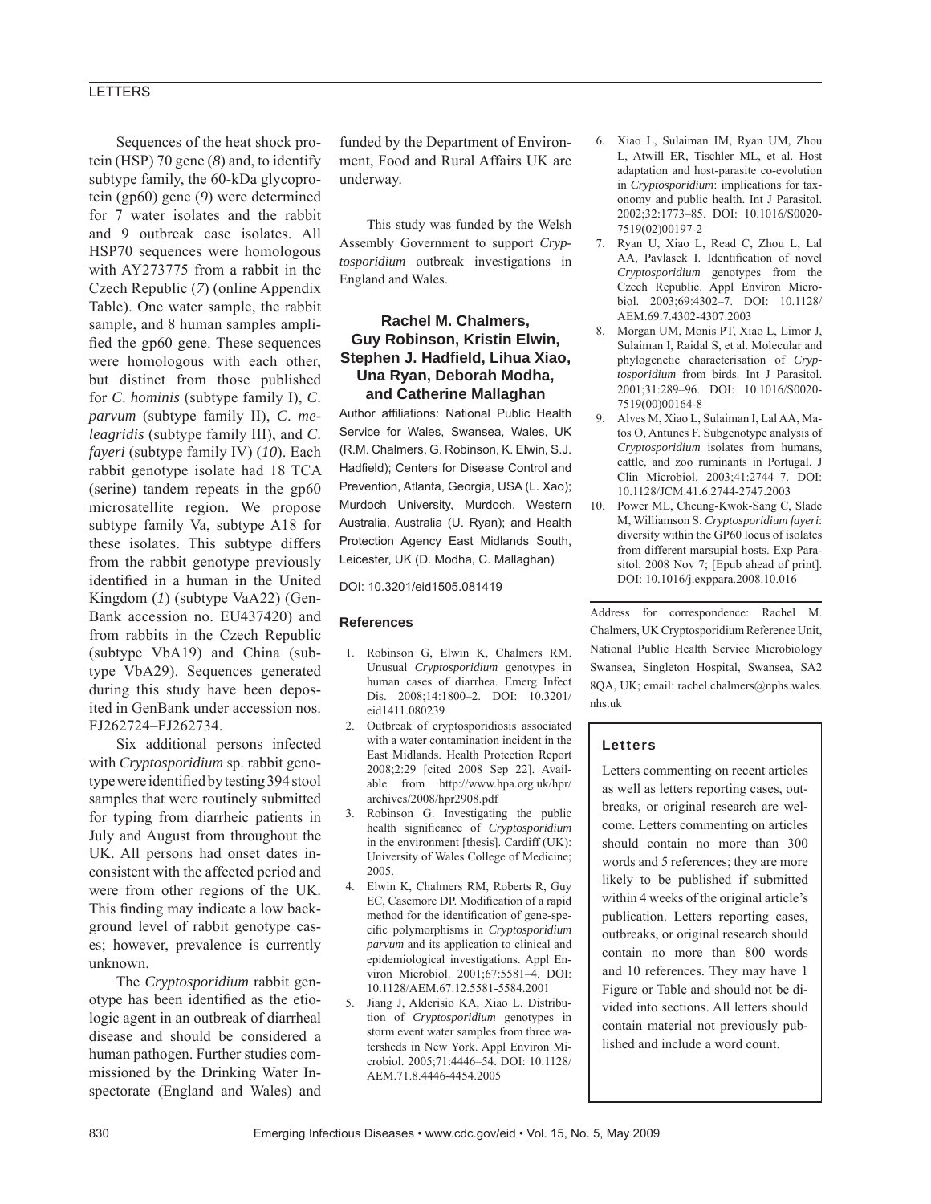Sequences of the heat shock protein (HSP) 70 gene (*8*) and, to identify subtype family, the 60-kDa glycoprotein (gp60) gene (*9*) were determined for 7 water isolates and the rabbit and 9 outbreak case isolates. All HSP70 sequences were homologous with AY273775 from a rabbit in the Czech Republic (*7*) (online Appendix Table). One water sample, the rabbit sample, and 8 human samples amplified the gp60 gene. These sequences were homologous with each other, but distinct from those published for *C. hominis* (subtype family I), *C. parvum* (subtype family II), *C. meleagridis* (subtype family III), and *C. fayeri* (subtype family IV) (*10*). Each rabbit genotype isolate had 18 TCA (serine) tandem repeats in the gp60 microsatellite region. We propose subtype family Va, subtype A18 for these isolates. This subtype differs from the rabbit genotype previously identified in a human in the United Kingdom (*1*) (subtype VaA22) (GenBank accession no. EU437420) and from rabbits in the Czech Republic (subtype VbA19) and China (subtype VbA29). Sequences generated during this study have been deposited in GenBank under accession nos. FJ262724–FJ262734.

Six additional persons infected with *Cryptosporidium* sp. rabbit genotype were identified by testing 394 stool samples that were routinely submitted for typing from diarrheic patients in July and August from throughout the UK. All persons had onset dates inconsistent with the affected period and were from other regions of the UK. This finding may indicate a low background level of rabbit genotype cases; however, prevalence is currently unknown.

The *Cryptosporidium* rabbit genotype has been identified as the etiologic agent in an outbreak of diarrheal disease and should be considered a human pathogen. Further studies commissioned by the Drinking Water Inspectorate (England and Wales) and funded by the Department of Environment, Food and Rural Affairs UK are underway.

This study was funded by the Welsh Assembly Government to support *Cryptosporidium* outbreak investigations in England and Wales.

**Rachel M. Chalmers, Guy Robinson, Kristin Elwin, Stephen J. Hadfield, Lihua Xiao, Una Ryan, Deborah Modha, and Catherine Mallaghan**

Author affiliations: National Public Health Service for Wales, Swansea, Wales, UK (R.M. Chalmers, G. Robinson, K. Elwin, S.J. Hadfield); Centers for Disease Control and Prevention, Atlanta, Georgia, USA (L. Xiao); Murdoch University, Murdoch, Western Australia, Australia (U. Ryan); and Health Protection Agency East Midlands South, Leicester, UK (D. Modha, C. Mallaghan)

DOI: 10.3201/eid1505.081419

## References

1. Robinson G, Elwin K, Chalmers RM. Unusual *Cryptosporidium* genotypes in human cases of diarrhea. Emerg Infect Dis. 2008;14:1800–2. DOI: 10.3201/eid1411.080239
2. Outbreak of cryptosporidiosis associated with a water contamination incident in the East Midlands. Health Protection Report 2008;2:29 [cited 2008 Sep 22]. Available from http://www.hpa.org.uk/hpr/archives/2008/hpr2908.pdf
3. Robinson G. Investigating the public health significance of *Cryptosporidium* in the environment [thesis]. Cardiff (UK): University of Wales College of Medicine; 2005.
4. Elwin K, Chalmers RM, Roberts R, Guy EC, Casemore DP. Modification of a rapid method for the identification of gene-specific polymorphisms in *Cryptosporidium parvum* and its application to clinical and epidemiological investigations. Appl Environ Microbiol. 2001;67:5581–4. DOI: 10.1128/AEM.67.12.5581-5584.2001
5. Jiang J, Alderisio KA, Xiao L. Distribution of *Cryptosporidium* genotypes in storm event water samples from three watersheds in New York. Appl Environ Microbiol. 2005;71:4446–54. DOI: 10.1128/AEM.71.8.4446-4454.2005
6. Xiao L, Sulaiman IM, Ryan UM, Zhou L, Atwill ER, Tischler ML, et al. Host adaptation and host-parasite co-evolution in *Cryptosporidium*: implications for taxonomy and public health. Int J Parasitol. 2002;32:1773–85. DOI: 10.1016/S0020-7519(02)00197-2
7. Ryan U, Xiao L, Read C, Zhou L, Lal AA, Pavlasek I. Identification of novel *Cryptosporidium* genotypes from the Czech Republic. Appl Environ Microbiol. 2003;69:4302–7. DOI: 10.1128/AEM.69.7.4302-4307.2003
8. Morgan UM, Monis PT, Xiao L, Limor J, Sulaiman I, Raidal S, et al. Molecular and phylogenetic characterisation of *Cryptosporidium* from birds. Int J Parasitol. 2001;31:289–96. DOI: 10.1016/S0020-7519(00)00164-8
9. Alves M, Xiao L, Sulaiman I, Lal AA, Matos O, Antunes F. Subgenotype analysis of *Cryptosporidium* isolates from humans, cattle, and zoo ruminants in Portugal. J Clin Microbiol. 2003;41:2744–7. DOI: 10.1128/JCM.41.6.2744-2747.2003
10. Power ML, Cheung-Kwok-Sang C, Slade M, Williamson S. *Cryptosporidium fayeri*: diversity within the GP60 locus of isolates from different marsupial hosts. Exp Parasitol. 2008 Nov 7; [Epub ahead of print]. DOI: 10.1016/j.exppara.2008.10.016

Address for correspondence: Rachel M. Chalmers, UK Cryptosporidium Reference Unit, National Public Health Service Microbiology Swansea, Singleton Hospital, Swansea, SA2 8QA, UK; email: rachel.chalmers@nphs.wales.nhs.uk

### Letters

Letters commenting on recent articles as well as letters reporting cases, outbreaks, or original research are welcome. Letters commenting on articles should contain no more than 300 words and 5 references; they are more likely to be published if submitted within 4 weeks of the original article's publication. Letters reporting cases, outbreaks, or original research should contain no more than 800 words and 10 references. They may have 1 Figure or Table and should not be divided into sections. All letters should contain material not previously published and include a word count.